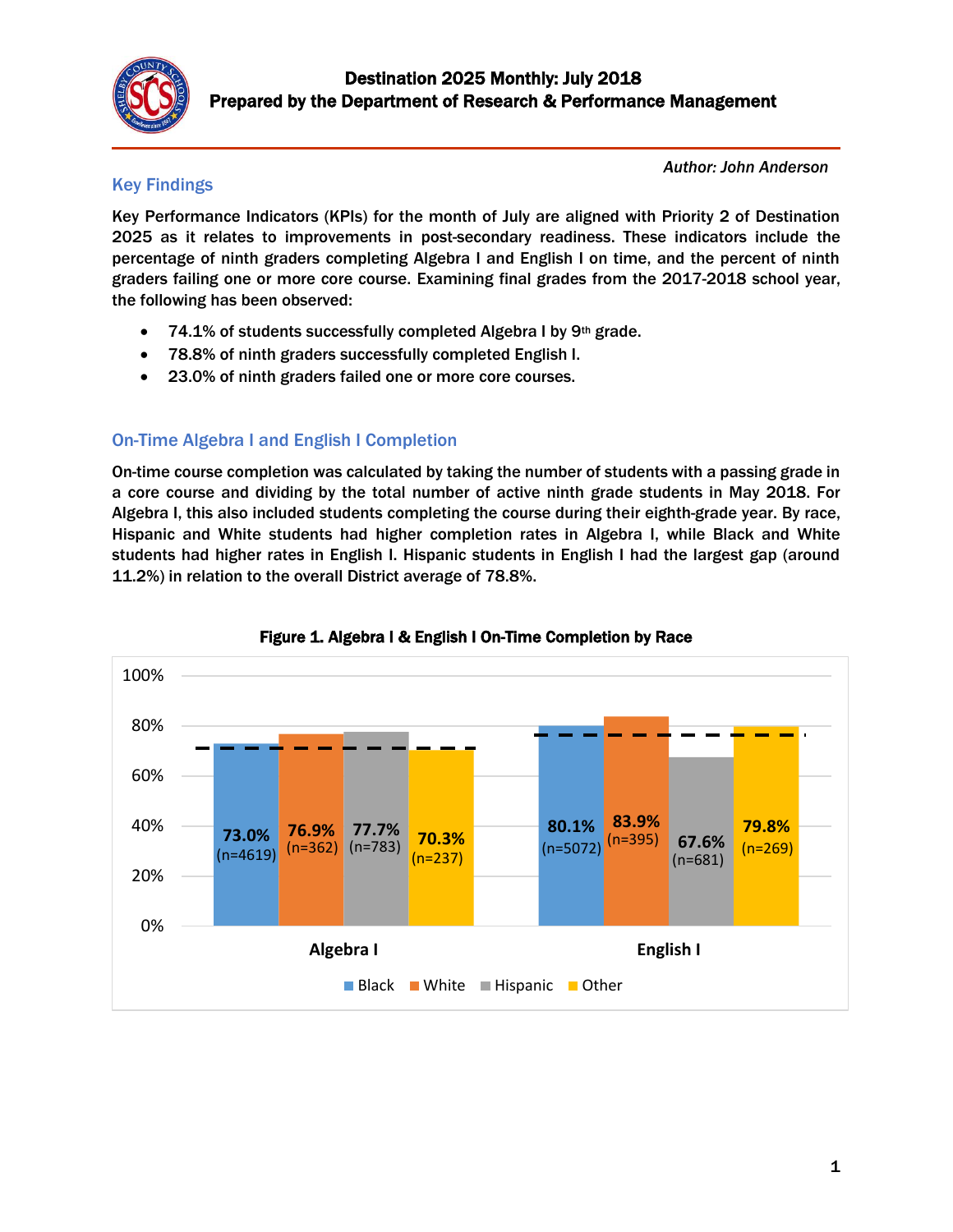# Destination 2025 Monthly: July 2018
## Prepared by the Department of Research & Performance Management

*Author: John Anderson*

## Key Findings

Key Performance Indicators (KPIs) for the month of July are aligned with Priority 2 of Destination 2025 as it relates to improvements in post-secondary readiness. These indicators include the percentage of ninth graders completing Algebra I and English I on time, and the percent of ninth graders failing one or more core course. Examining final grades from the 2017-2018 school year, the following has been observed:

- 74.1% of students successfully completed Algebra I by 9th grade.
- 78.8% of ninth graders successfully completed English I.
- 23.0% of ninth graders failed one or more core courses.

## On-Time Algebra I and English I Completion

On-time course completion was calculated by taking the number of students with a passing grade in a core course and dividing by the total number of active ninth grade students in May 2018. For Algebra I, this also included students completing the course during their eighth-grade year. By race, Hispanic and White students had higher completion rates in Algebra I, while Black and White students had higher rates in English I. Hispanic students in English I had the largest gap (around 11.2%) in relation to the overall District average of 78.8%.

**Figure 1. Algebra I & English I On-Time Completion by Race**

| Course | Black | White | Hispanic | Other |
|---|---|---|---|---|
| Algebra I | 73.0% (n=4619) | 76.9% (n=362) | 77.7% (n=783) | 70.3% (n=237) |
| English I | 80.1% (n=5072) | 83.9% (n=395) | 67.6% (n=681) | 79.8% (n=269) |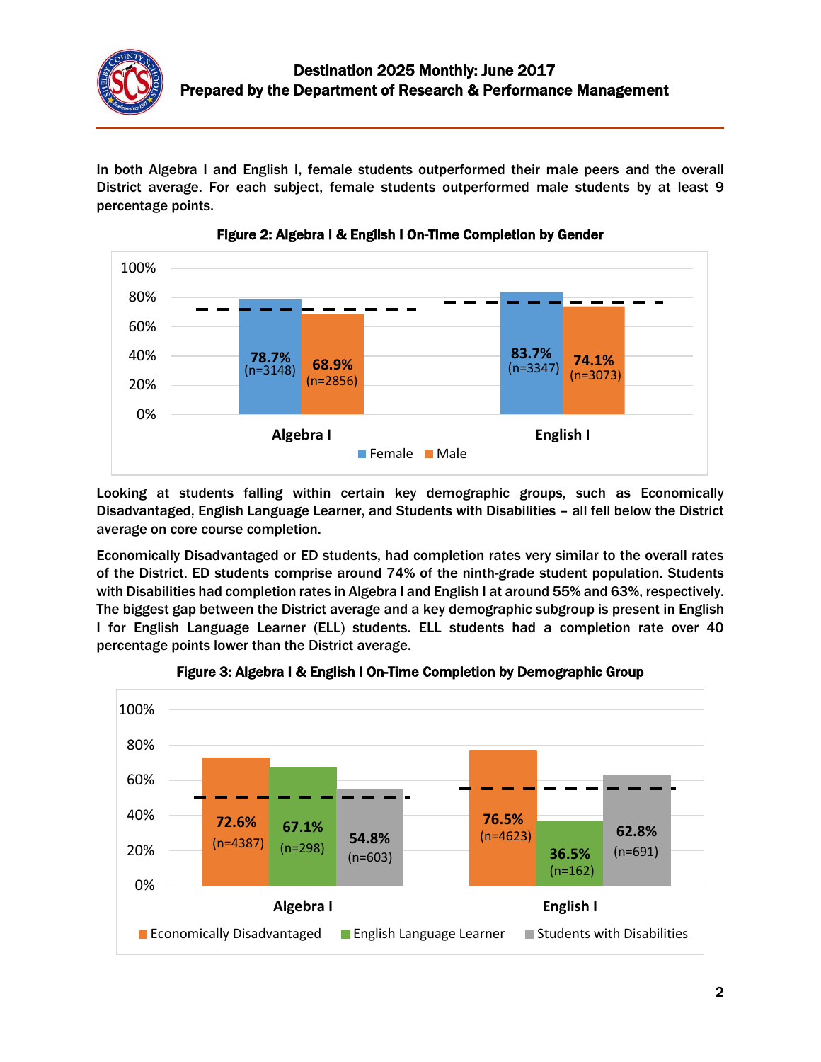In both Algebra I and English I, female students outperformed their male peers and the overall District average. For each subject, female students outperformed male students by at least 9 percentage points.

**Figure 2: Algebra I & English I On-Time Completion by Gender**

| | Female | Male |
|---|---|---|
| Algebra I | 78.7% (n=3148) | 68.9% (n=2856) |
| English I | 83.7% (n=3347) | 74.1% (n=3073) |

Looking at students falling within certain key demographic groups, such as Economically Disadvantaged, English Language Learner, and Students with Disabilities – all fell below the District average on core course completion.

Economically Disadvantaged or ED students, had completion rates very similar to the overall rates of the District. ED students comprise around 74% of the ninth-grade student population. Students with Disabilities had completion rates in Algebra I and English I at around 55% and 63%, respectively. The biggest gap between the District average and a key demographic subgroup is present in English I for English Language Learner (ELL) students. ELL students had a completion rate over 40 percentage points lower than the District average.

**Figure 3: Algebra I & English I On-Time Completion by Demographic Group**

| | Economically Disadvantaged | English Language Learner | Students with Disabilities |
|---|---|---|---|
| Algebra I | 72.6% (n=4387) | 67.1% (n=298) | 54.8% (n=603) |
| English I | 76.5% (n=4623) | 36.5% (n=162) | 62.8% (n=691) |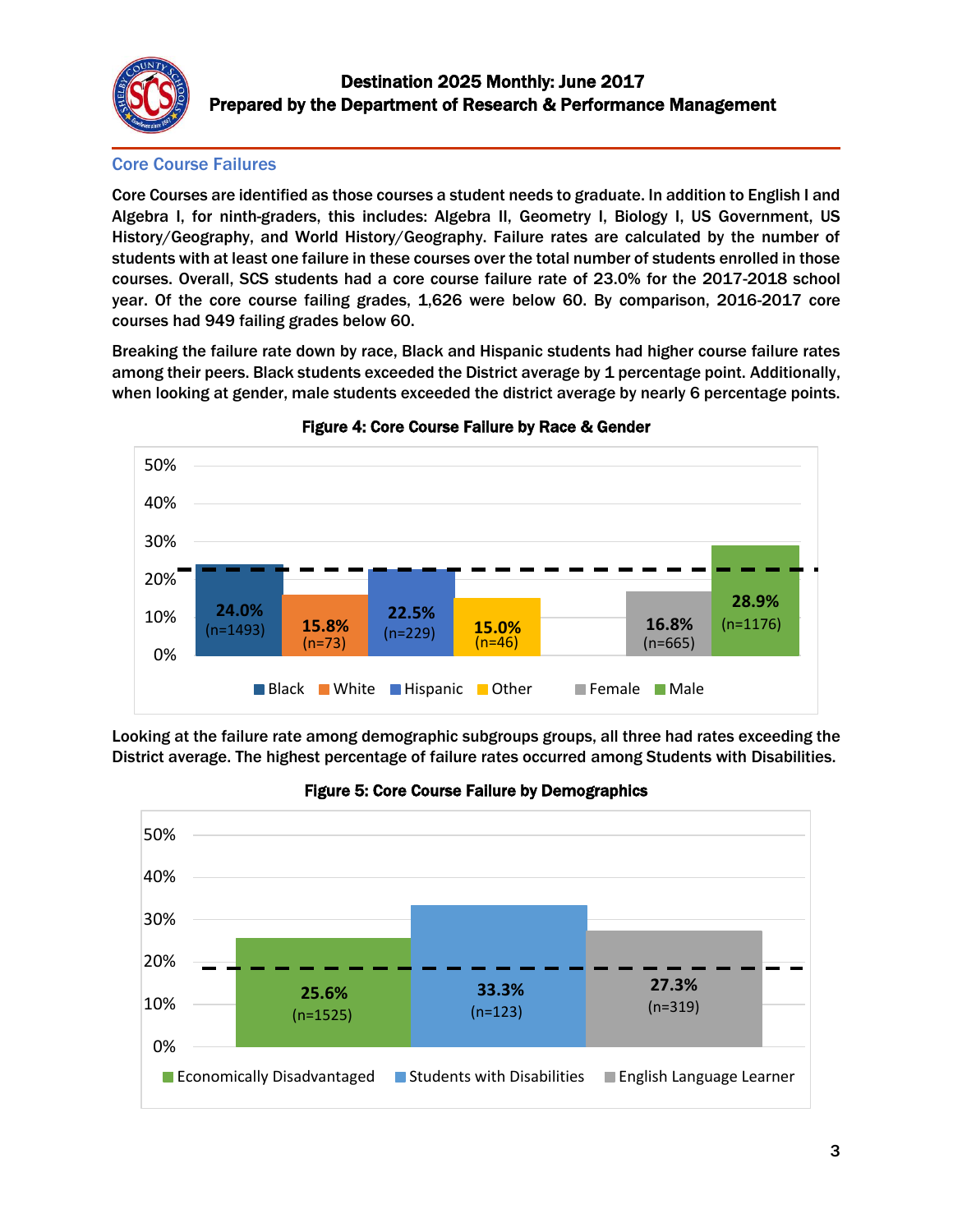## Core Course Failures

Core Courses are identified as those courses a student needs to graduate. In addition to English I and Algebra I, for ninth-graders, this includes: Algebra II, Geometry I, Biology I, US Government, US History/Geography, and World History/Geography. Failure rates are calculated by the number of students with at least one failure in these courses over the total number of students enrolled in those courses. Overall, SCS students had a core course failure rate of 23.0% for the 2017-2018 school year. Of the core course failing grades, 1,626 were below 60. By comparison, 2016-2017 core courses had 949 failing grades below 60.

Breaking the failure rate down by race, Black and Hispanic students had higher course failure rates among their peers. Black students exceeded the District average by 1 percentage point. Additionally, when looking at gender, male students exceeded the district average by nearly 6 percentage points.

**Figure 4: Core Course Failure by Race & Gender**

| Group | Failure Rate | n |
|---|---|---|
| Black | 24.0% | 1493 |
| White | 15.8% | 73 |
| Hispanic | 22.5% | 229 |
| Other | 15.0% | 46 |
| Female | 16.8% | 665 |
| Male | 28.9% | 1176 |

Looking at the failure rate among demographic subgroups groups, all three had rates exceeding the District average. The highest percentage of failure rates occurred among Students with Disabilities.

**Figure 5: Core Course Failure by Demographics**

| Group | Failure Rate | n |
|---|---|---|
| Economically Disadvantaged | 25.6% | 1525 |
| Students with Disabilities | 33.3% | 123 |
| English Language Learner | 27.3% | 319 |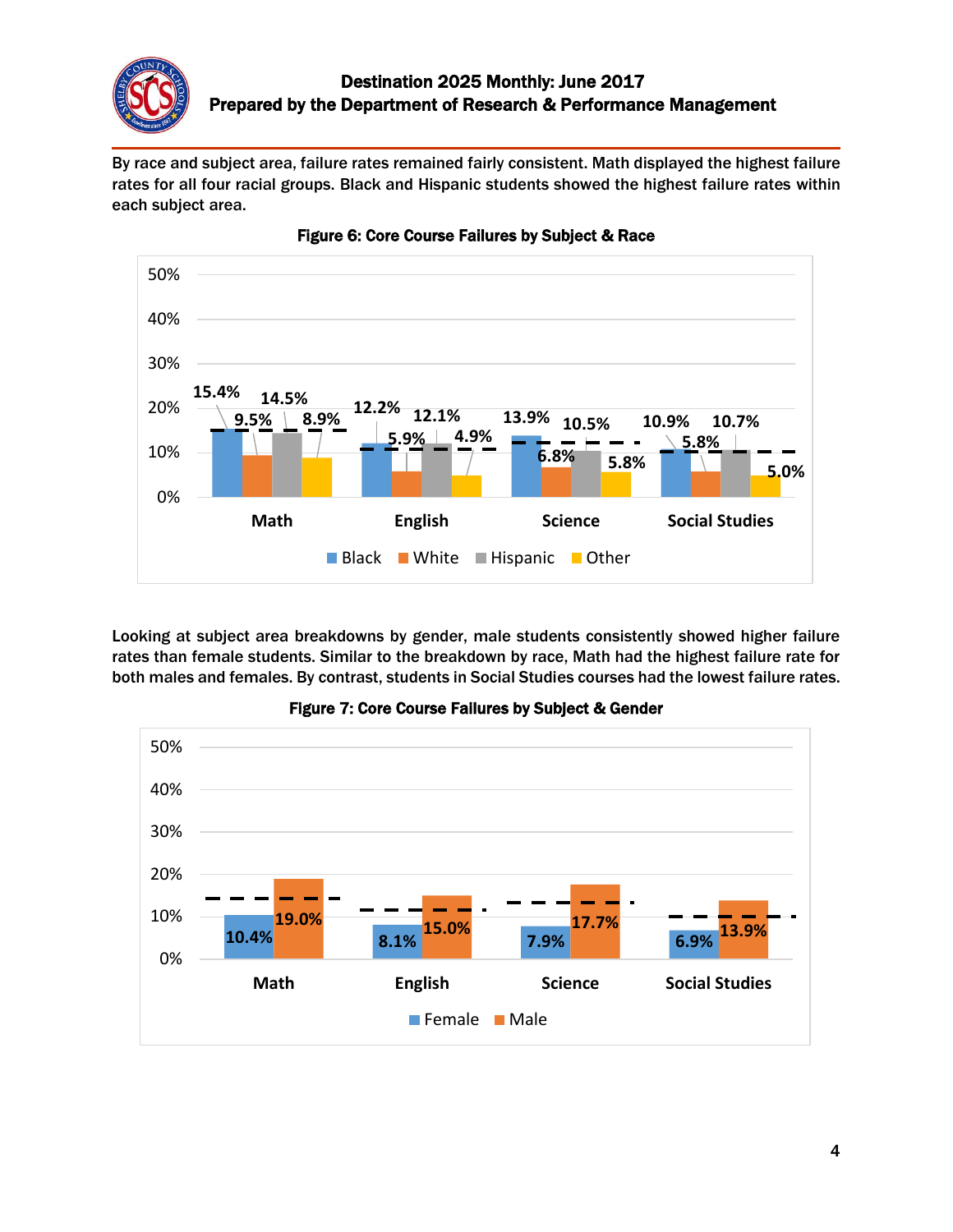By race and subject area, failure rates remained fairly consistent. Math displayed the highest failure rates for all four racial groups. Black and Hispanic students showed the highest failure rates within each subject area.

**Figure 6: Core Course Failures by Subject & Race**

| | Black | White | Hispanic | Other |
|---|---|---|---|---|
| Math | 15.4% | 9.5% | 14.5% | 8.9% |
| English | 12.2% | 5.9% | 12.1% | 4.9% |
| Science | 13.9% | 6.8% | 10.5% | 5.8% |
| Social Studies | 10.9% | 5.8% | 10.7% | 5.0% |

Looking at subject area breakdowns by gender, male students consistently showed higher failure rates than female students. Similar to the breakdown by race, Math had the highest failure rate for both males and females. By contrast, students in Social Studies courses had the lowest failure rates.

**Figure 7: Core Course Failures by Subject & Gender**

| | Female | Male |
|---|---|---|
| Math | 10.4% | 19.0% |
| English | 8.1% | 15.0% |
| Science | 7.9% | 17.7% |
| Social Studies | 6.9% | 13.9% |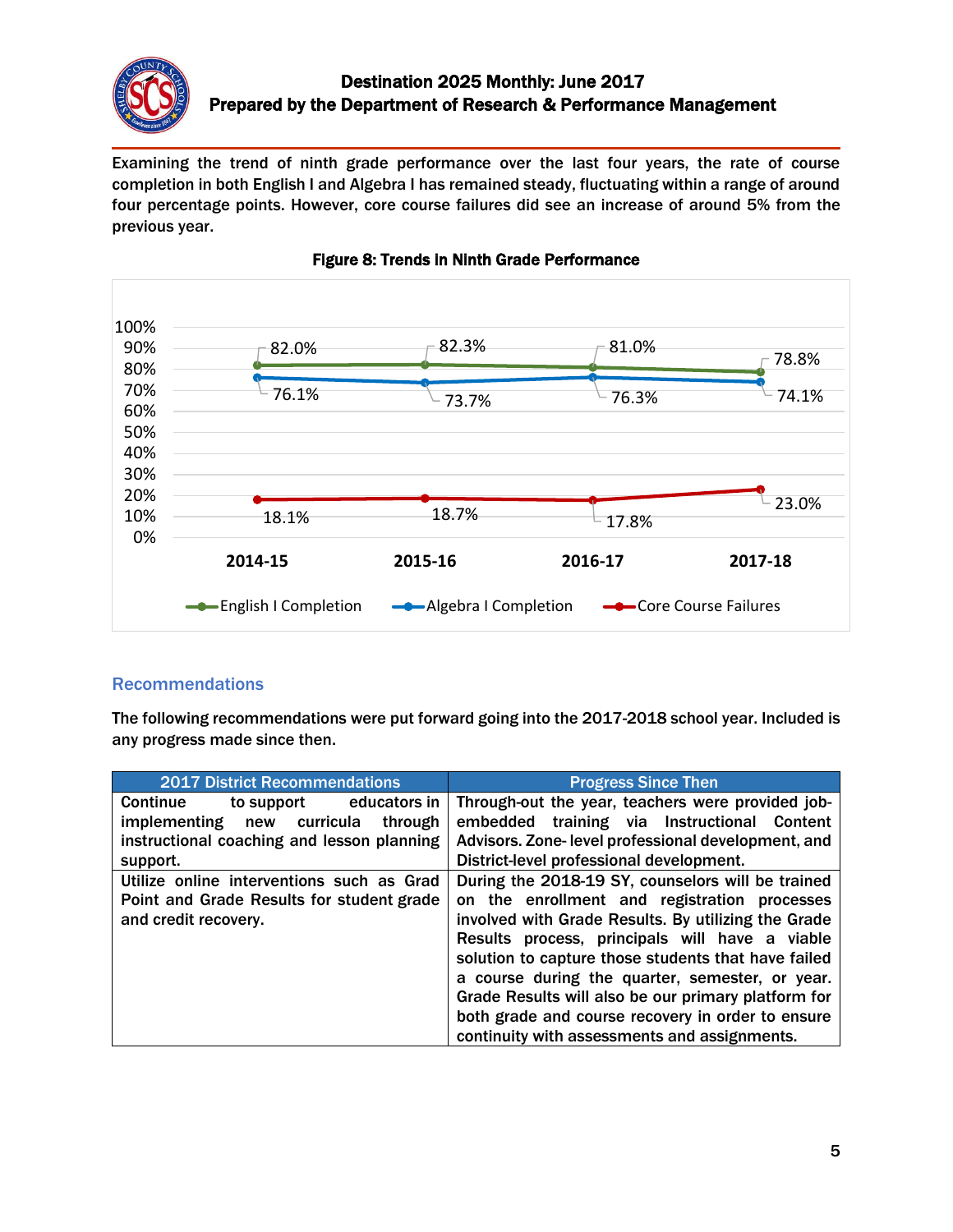Examining the trend of ninth grade performance over the last four years, the rate of course completion in both English I and Algebra I has remained steady, fluctuating within a range of around four percentage points. However, core course failures did see an increase of around 5% from the previous year.

**Figure 8: Trends in Ninth Grade Performance**

| | 2014-15 | 2015-16 | 2016-17 | 2017-18 |
|---|---|---|---|---|
| English I Completion | 82.0% | 82.3% | 81.0% | 78.8% |
| Algebra I Completion | 76.1% | 73.7% | 76.3% | 74.1% |
| Core Course Failures | 18.1% | 18.7% | 17.8% | 23.0% |

## Recommendations

The following recommendations were put forward going into the 2017-2018 school year. Included is any progress made since then.

| 2017 District Recommendations | Progress Since Then |
|---|---|
| Continue to support educators in implementing new curricula through instructional coaching and lesson planning support. | Through-out the year, teachers were provided job-embedded training via Instructional Content Advisors. Zone- level professional development, and District-level professional development. |
| Utilize online interventions such as Grad Point and Grade Results for student grade and credit recovery. | During the 2018-19 SY, counselors will be trained on the enrollment and registration processes involved with Grade Results. By utilizing the Grade Results process, principals will have a viable solution to capture those students that have failed a course during the quarter, semester, or year. Grade Results will also be our primary platform for both grade and course recovery in order to ensure continuity with assessments and assignments. |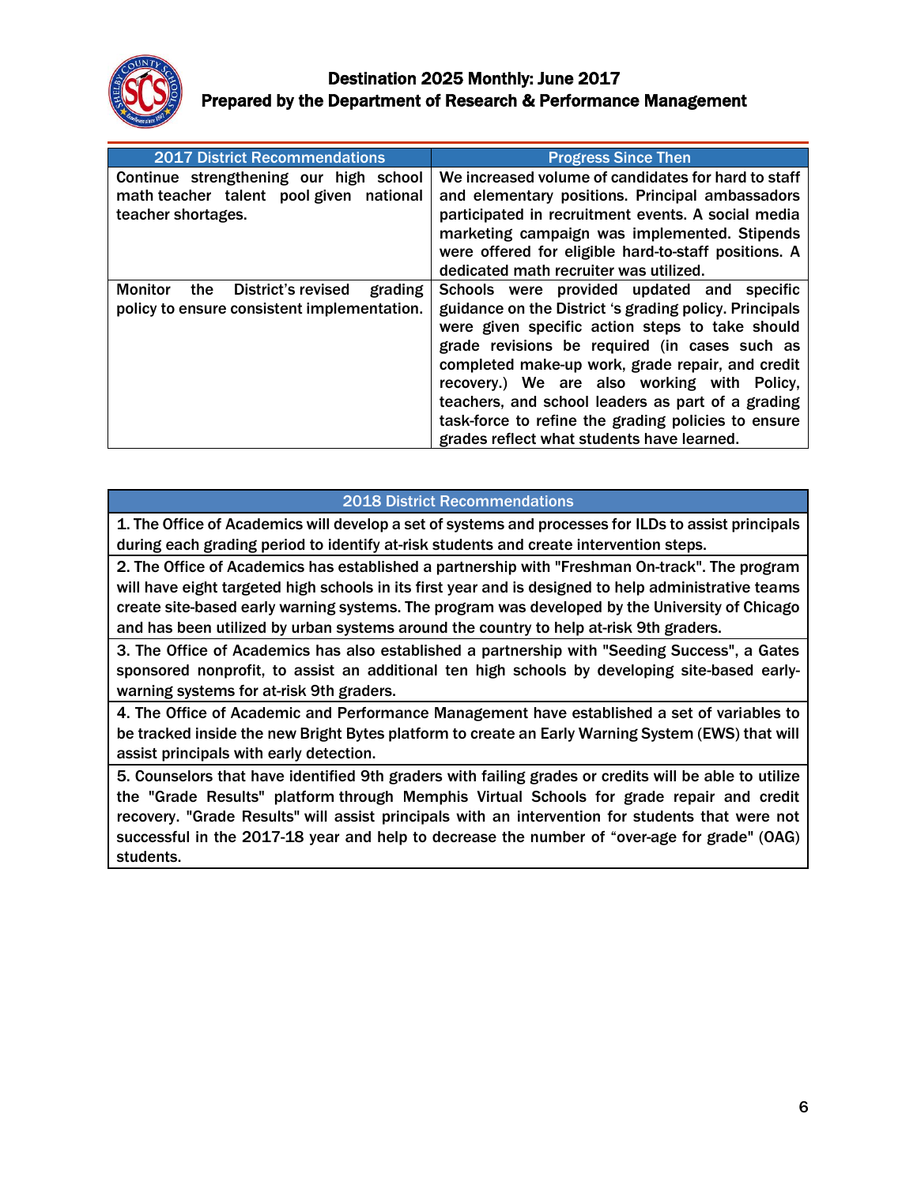# Destination 2025 Monthly: June 2017

## Prepared by the Department of Research & Performance Management

| 2017 District Recommendations | Progress Since Then |
|---|---|
| Continue strengthening our high school math teacher talent pool given national teacher shortages. | We increased volume of candidates for hard to staff and elementary positions. Principal ambassadors participated in recruitment events. A social media marketing campaign was implemented. Stipends were offered for eligible hard-to-staff positions. A dedicated math recruiter was utilized. |
| Monitor the District's revised grading policy to ensure consistent implementation. | Schools were provided updated and specific guidance on the District 's grading policy. Principals were given specific action steps to take should grade revisions be required (in cases such as completed make-up work, grade repair, and credit recovery.) We are also working with Policy, teachers, and school leaders as part of a grading task-force to refine the grading policies to ensure grades reflect what students have learned. |

| 2018 District Recommendations |
|---|
| 1. The Office of Academics will develop a set of systems and processes for ILDs to assist principals during each grading period to identify at-risk students and create intervention steps. |
| 2. The Office of Academics has established a partnership with "Freshman On-track". The program will have eight targeted high schools in its first year and is designed to help administrative teams create site-based early warning systems. The program was developed by the University of Chicago and has been utilized by urban systems around the country to help at-risk 9th graders. |
| 3. The Office of Academics has also established a partnership with "Seeding Success", a Gates sponsored nonprofit, to assist an additional ten high schools by developing site-based early-warning systems for at-risk 9th graders. |
| 4. The Office of Academic and Performance Management have established a set of variables to be tracked inside the new Bright Bytes platform to create an Early Warning System (EWS) that will assist principals with early detection. |
| 5. Counselors that have identified 9th graders with failing grades or credits will be able to utilize the "Grade Results" platform through Memphis Virtual Schools for grade repair and credit recovery. "Grade Results" will assist principals with an intervention for students that were not successful in the 2017-18 year and help to decrease the number of "over-age for grade" (OAG) students. |